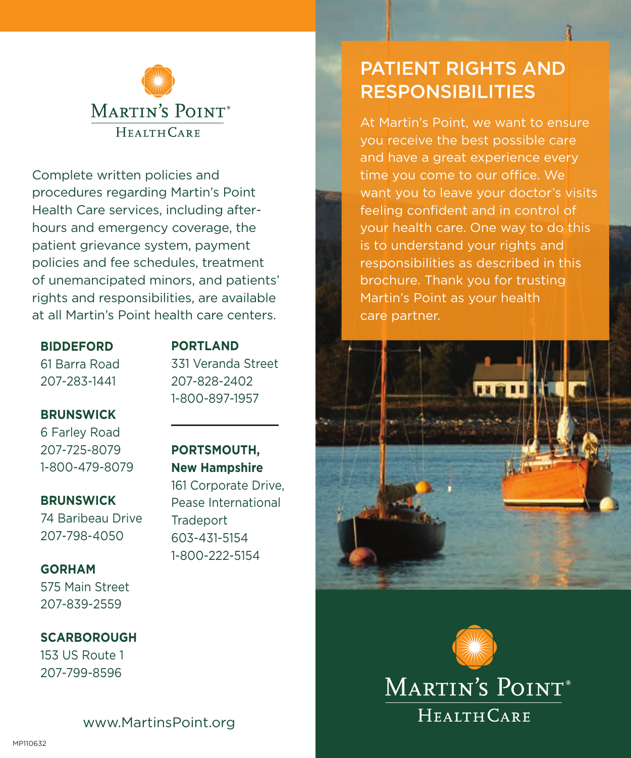MARTIN'S POINT® HEALTHCARE

Complete written policies and procedures regarding Martin's Point Health Care services, including after-hours and emergency coverage, the patient grievance system, payment policies and fee schedules, treatment of unemancipated minors, and patients' rights and responsibilities, are available at all Martin's Point health care centers.

**BIDDEFORD**
61 Barra Road
207-283-1441

**BRUNSWICK**
6 Farley Road
207-725-8079
1-800-479-8079

**BRUNSWICK**
74 Baribeau Drive
207-798-4050

**GORHAM**
575 Main Street
207-839-2559

**SCARBOROUGH**
153 US Route 1
207-799-8596

**PORTLAND**
331 Veranda Street
207-828-2402
1-800-897-1957

---

**PORTSMOUTH, New Hampshire**
161 Corporate Drive,
Pease International Tradeport
603-431-5154
1-800-222-5154

www.MartinsPoint.org

MP110632

# PATIENT RIGHTS AND RESPONSIBILITIES

At Martin's Point, we want to ensure you receive the best possible care and have a great experience every time you come to our office. We want you to leave your doctor's visits feeling confident and in control of your health care. One way to do this is to understand your rights and responsibilities as described in this brochure. Thank you for trusting Martin's Point as your health care partner.

MARTIN'S POINT® HEALTHCARE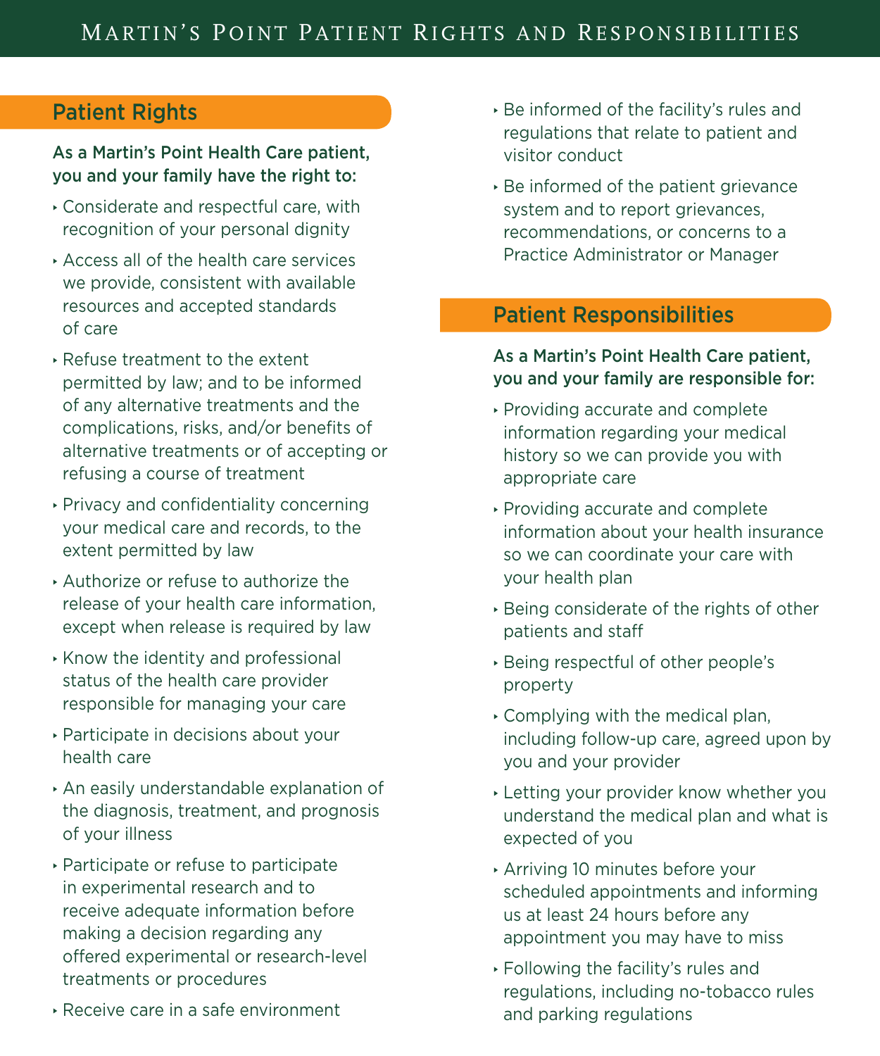# Martin's Point Patient Rights and Responsibilities

## Patient Rights

**As a Martin's Point Health Care patient, you and your family have the right to:**

- Considerate and respectful care, with recognition of your personal dignity
- Access all of the health care services we provide, consistent with available resources and accepted standards of care
- Refuse treatment to the extent permitted by law; and to be informed of any alternative treatments and the complications, risks, and/or benefits of alternative treatments or of accepting or refusing a course of treatment
- Privacy and confidentiality concerning your medical care and records, to the extent permitted by law
- Authorize or refuse to authorize the release of your health care information, except when release is required by law
- Know the identity and professional status of the health care provider responsible for managing your care
- Participate in decisions about your health care
- An easily understandable explanation of the diagnosis, treatment, and prognosis of your illness
- Participate or refuse to participate in experimental research and to receive adequate information before making a decision regarding any offered experimental or research-level treatments or procedures
- Receive care in a safe environment
- Be informed of the facility's rules and regulations that relate to patient and visitor conduct
- Be informed of the patient grievance system and to report grievances, recommendations, or concerns to a Practice Administrator or Manager

## Patient Responsibilities

**As a Martin's Point Health Care patient, you and your family are responsible for:**

- Providing accurate and complete information regarding your medical history so we can provide you with appropriate care
- Providing accurate and complete information about your health insurance so we can coordinate your care with your health plan
- Being considerate of the rights of other patients and staff
- Being respectful of other people's property
- Complying with the medical plan, including follow-up care, agreed upon by you and your provider
- Letting your provider know whether you understand the medical plan and what is expected of you
- Arriving 10 minutes before your scheduled appointments and informing us at least 24 hours before any appointment you may have to miss
- Following the facility's rules and regulations, including no-tobacco rules and parking regulations